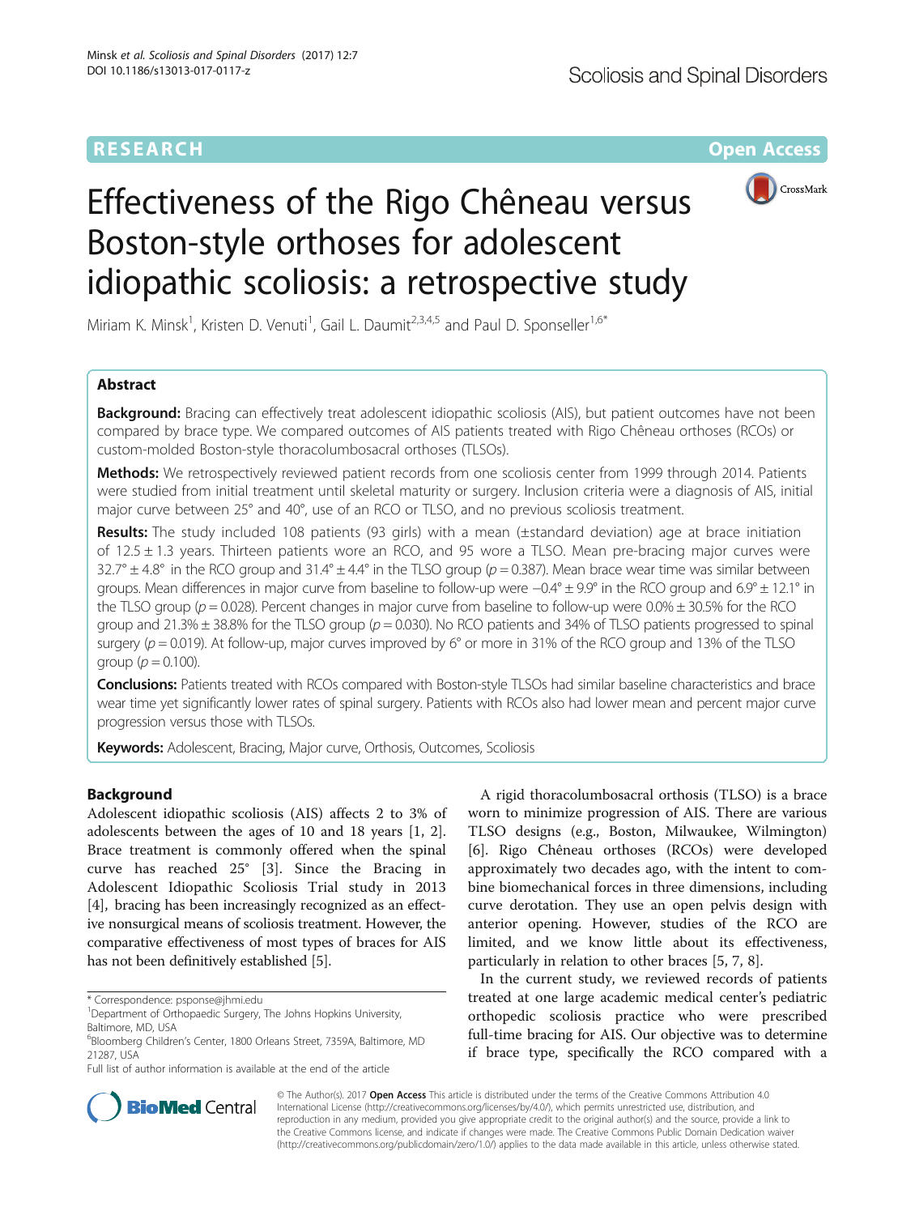RESEARCH

Open Access

# Effectiveness of the Rigo Chêneau versus Boston-style orthoses for adolescent idiopathic scoliosis: a retrospective study

Miriam K. Minsk[1], Kristen D. Venuti[1], Gail L. Daumit[2,3,4,5] and Paul D. Sponseller[1,6*]

## Abstract

**Background:** Bracing can effectively treat adolescent idiopathic scoliosis (AIS), but patient outcomes have not been compared by brace type. We compared outcomes of AIS patients treated with Rigo Chêneau orthoses (RCOs) or custom-molded Boston-style thoracolumbosacral orthoses (TLSOs).

**Methods:** We retrospectively reviewed patient records from one scoliosis center from 1999 through 2014. Patients were studied from initial treatment until skeletal maturity or surgery. Inclusion criteria were a diagnosis of AIS, initial major curve between 25° and 40°, use of an RCO or TLSO, and no previous scoliosis treatment.

**Results:** The study included 108 patients (93 girls) with a mean (±standard deviation) age at brace initiation of 12.5 ± 1.3 years. Thirteen patients wore an RCO, and 95 wore a TLSO. Mean pre-bracing major curves were 32.7° ± 4.8° in the RCO group and 31.4° ± 4.4° in the TLSO group ($p = 0.387$). Mean brace wear time was similar between groups. Mean differences in major curve from baseline to follow-up were −0.4° ± 9.9° in the RCO group and 6.9° ± 12.1° in the TLSO group ($p = 0.028$). Percent changes in major curve from baseline to follow-up were 0.0% ± 30.5% for the RCO group and 21.3% ± 38.8% for the TLSO group ($p = 0.030$). No RCO patients and 34% of TLSO patients progressed to spinal surgery ($p = 0.019$). At follow-up, major curves improved by 6° or more in 31% of the RCO group and 13% of the TLSO group ($p = 0.100$).

**Conclusions:** Patients treated with RCOs compared with Boston-style TLSOs had similar baseline characteristics and brace wear time yet significantly lower rates of spinal surgery. Patients with RCOs also had lower mean and percent major curve progression versus those with TLSOs.

**Keywords:** Adolescent, Bracing, Major curve, Orthosis, Outcomes, Scoliosis

## Background

Adolescent idiopathic scoliosis (AIS) affects 2 to 3% of adolescents between the ages of 10 and 18 years [1, 2]. Brace treatment is commonly offered when the spinal curve has reached 25° [3]. Since the Bracing in Adolescent Idiopathic Scoliosis Trial study in 2013 [4], bracing has been increasingly recognized as an effective nonsurgical means of scoliosis treatment. However, the comparative effectiveness of most types of braces for AIS has not been definitively established [5].

A rigid thoracolumbosacral orthosis (TLSO) is a brace worn to minimize progression of AIS. There are various TLSO designs (e.g., Boston, Milwaukee, Wilmington) [6]. Rigo Chêneau orthoses (RCOs) were developed approximately two decades ago, with the intent to combine biomechanical forces in three dimensions, including curve derotation. They use an open pelvis design with anterior opening. However, studies of the RCO are limited, and we know little about its effectiveness, particularly in relation to other braces [5, 7, 8].

In the current study, we reviewed records of patients treated at one large academic medical center's pediatric orthopedic scoliosis practice who were prescribed full-time bracing for AIS. Our objective was to determine if brace type, specifically the RCO compared with a

\* Correspondence: psponse@jhmi.edu
[1]Department of Orthopaedic Surgery, The Johns Hopkins University, Baltimore, MD, USA
[6]Bloomberg Children's Center, 1800 Orleans Street, 7359A, Baltimore, MD 21287, USA
Full list of author information is available at the end of the article

© The Author(s). 2017 **Open Access** This article is distributed under the terms of the Creative Commons Attribution 4.0 International License (http://creativecommons.org/licenses/by/4.0/), which permits unrestricted use, distribution, and reproduction in any medium, provided you give appropriate credit to the original author(s) and the source, provide a link to the Creative Commons license, and indicate if changes were made. The Creative Commons Public Domain Dedication waiver (http://creativecommons.org/publicdomain/zero/1.0/) applies to the data made available in this article, unless otherwise stated.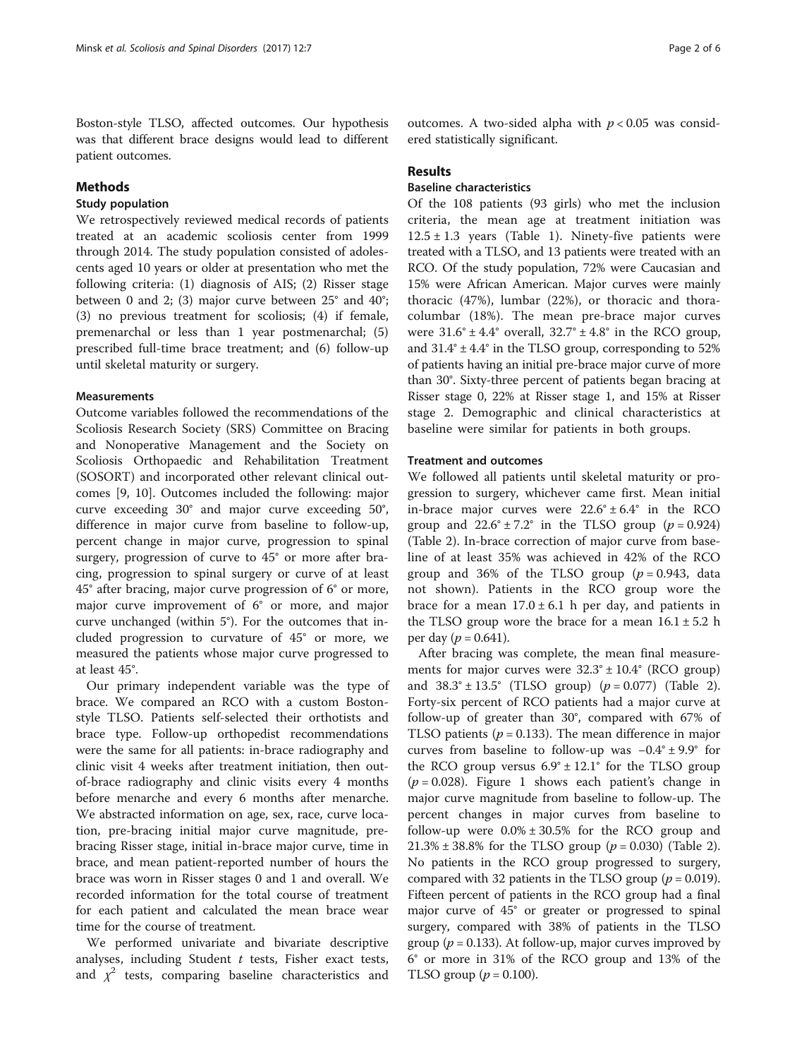Boston-style TLSO, affected outcomes. Our hypothesis was that different brace designs would lead to different patient outcomes.

## Methods

### Study population

We retrospectively reviewed medical records of patients treated at an academic scoliosis center from 1999 through 2014. The study population consisted of adolescents aged 10 years or older at presentation who met the following criteria: (1) diagnosis of AIS; (2) Risser stage between 0 and 2; (3) major curve between 25° and 40°; (3) no previous treatment for scoliosis; (4) if female, premenarchal or less than 1 year postmenarchal; (5) prescribed full-time brace treatment; and (6) follow-up until skeletal maturity or surgery.

### Measurements

Outcome variables followed the recommendations of the Scoliosis Research Society (SRS) Committee on Bracing and Nonoperative Management and the Society on Scoliosis Orthopaedic and Rehabilitation Treatment (SOSORT) and incorporated other relevant clinical outcomes [9, 10]. Outcomes included the following: major curve exceeding 30° and major curve exceeding 50°, difference in major curve from baseline to follow-up, percent change in major curve, progression to spinal surgery, progression of curve to 45° or more after bracing, progression to spinal surgery or curve of at least 45° after bracing, major curve progression of 6° or more, major curve improvement of 6° or more, and major curve unchanged (within 5°). For the outcomes that included progression to curvature of 45° or more, we measured the patients whose major curve progressed to at least 45°.

Our primary independent variable was the type of brace. We compared an RCO with a custom Boston-style TLSO. Patients self-selected their orthotists and brace type. Follow-up orthopedist recommendations were the same for all patients: in-brace radiography and clinic visit 4 weeks after treatment initiation, then out-of-brace radiography and clinic visits every 4 months before menarche and every 6 months after menarche. We abstracted information on age, sex, race, curve location, pre-bracing initial major curve magnitude, pre-bracing Risser stage, initial in-brace major curve, time in brace, and mean patient-reported number of hours the brace was worn in Risser stages 0 and 1 and overall. We recorded information for the total course of treatment for each patient and calculated the mean brace wear time for the course of treatment.

We performed univariate and bivariate descriptive analyses, including Student *t* tests, Fisher exact tests, and $\chi^2$ tests, comparing baseline characteristics and outcomes. A two-sided alpha with $p < 0.05$ was considered statistically significant.

## Results

### Baseline characteristics

Of the 108 patients (93 girls) who met the inclusion criteria, the mean age at treatment initiation was 12.5 ± 1.3 years (Table 1). Ninety-five patients were treated with a TLSO, and 13 patients were treated with an RCO. Of the study population, 72% were Caucasian and 15% were African American. Major curves were mainly thoracic (47%), lumbar (22%), or thoracic and thoracolumbar (18%). The mean pre-brace major curves were 31.6° ± 4.4° overall, 32.7° ± 4.8° in the RCO group, and 31.4° ± 4.4° in the TLSO group, corresponding to 52% of patients having an initial pre-brace major curve of more than 30°. Sixty-three percent of patients began bracing at Risser stage 0, 22% at Risser stage 1, and 15% at Risser stage 2. Demographic and clinical characteristics at baseline were similar for patients in both groups.

### Treatment and outcomes

We followed all patients until skeletal maturity or progression to surgery, whichever came first. Mean initial in-brace major curves were 22.6° ± 6.4° in the RCO group and 22.6° ± 7.2° in the TLSO group ($p = 0.924$) (Table 2). In-brace correction of major curve from baseline of at least 35% was achieved in 42% of the RCO group and 36% of the TLSO group ($p = 0.943$, data not shown). Patients in the RCO group wore the brace for a mean 17.0 ± 6.1 h per day, and patients in the TLSO group wore the brace for a mean 16.1 ± 5.2 h per day ($p = 0.641$).

After bracing was complete, the mean final measurements for major curves were 32.3° ± 10.4° (RCO group) and 38.3° ± 13.5° (TLSO group) ($p = 0.077$) (Table 2). Forty-six percent of RCO patients had a major curve at follow-up of greater than 30°, compared with 67% of TLSO patients ($p = 0.133$). The mean difference in major curves from baseline to follow-up was −0.4° ± 9.9° for the RCO group versus 6.9° ± 12.1° for the TLSO group ($p = 0.028$). Figure 1 shows each patient's change in major curve magnitude from baseline to follow-up. The percent changes in major curves from baseline to follow-up were 0.0% ± 30.5% for the RCO group and 21.3% ± 38.8% for the TLSO group ($p = 0.030$) (Table 2). No patients in the RCO group progressed to surgery, compared with 32 patients in the TLSO group ($p = 0.019$). Fifteen percent of patients in the RCO group had a final major curve of 45° or greater or progressed to spinal surgery, compared with 38% of patients in the TLSO group ($p = 0.133$). At follow-up, major curves improved by 6° or more in 31% of the RCO group and 13% of the TLSO group ($p = 0.100$).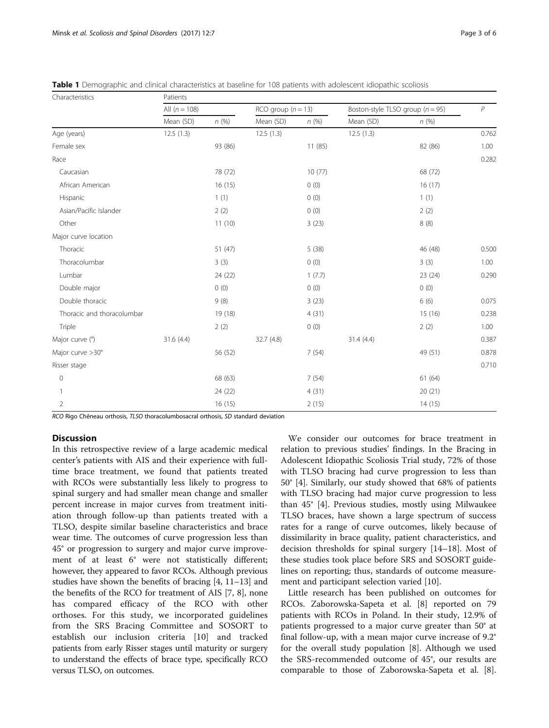**Table 1** Demographic and clinical characteristics at baseline for 108 patients with adolescent idiopathic scoliosis

| Characteristics | Patients | | | | | | |
|---|---|---|---|---|---|---|---|
| | All (n = 108) | | RCO group (n = 13) | | Boston-style TLSO group (n = 95) | | P |
| | Mean (SD) | n (%) | Mean (SD) | n (%) | Mean (SD) | n (%) | |
| Age (years) | 12.5 (1.3) | | 12.5 (1.3) | | 12.5 (1.3) | | 0.762 |
| Female sex | | 93 (86) | | 11 (85) | | 82 (86) | 1.00 |
| Race | | | | | | | 0.282 |
| Caucasian | | 78 (72) | | 10 (77) | | 68 (72) | |
| African American | | 16 (15) | | 0 (0) | | 16 (17) | |
| Hispanic | | 1 (1) | | 0 (0) | | 1 (1) | |
| Asian/Pacific Islander | | 2 (2) | | 0 (0) | | 2 (2) | |
| Other | | 11 (10) | | 3 (23) | | 8 (8) | |
| Major curve location | | | | | | | |
| Thoracic | | 51 (47) | | 5 (38) | | 46 (48) | 0.500 |
| Thoracolumbar | | 3 (3) | | 0 (0) | | 3 (3) | 1.00 |
| Lumbar | | 24 (22) | | 1 (7.7) | | 23 (24) | 0.290 |
| Double major | | 0 (0) | | 0 (0) | | 0 (0) | |
| Double thoracic | | 9 (8) | | 3 (23) | | 6 (6) | 0.075 |
| Thoracic and thoracolumbar | | 19 (18) | | 4 (31) | | 15 (16) | 0.238 |
| Triple | | 2 (2) | | 0 (0) | | 2 (2) | 1.00 |
| Major curve (°) | 31.6 (4.4) | | 32.7 (4.8) | | 31.4 (4.4) | | 0.387 |
| Major curve >30° | | 56 (52) | | 7 (54) | | 49 (51) | 0.878 |
| Risser stage | | | | | | | 0.710 |
| 0 | | 68 (63) | | 7 (54) | | 61 (64) | |
| 1 | | 24 (22) | | 4 (31) | | 20 (21) | |
| 2 | | 16 (15) | | 2 (15) | | 14 (15) | |

*RCO* Rigo Chêneau orthosis, *TLSO* thoracolumbosacral orthosis, *SD* standard deviation

## Discussion

In this retrospective review of a large academic medical center's patients with AIS and their experience with full-time brace treatment, we found that patients treated with RCOs were substantially less likely to progress to spinal surgery and had smaller mean change and smaller percent increase in major curves from treatment initiation through follow-up than patients treated with a TLSO, despite similar baseline characteristics and brace wear time. The outcomes of curve progression less than 45° or progression to surgery and major curve improvement of at least 6° were not statistically different; however, they appeared to favor RCOs. Although previous studies have shown the benefits of bracing [4, 11–13] and the benefits of the RCO for treatment of AIS [7, 8], none has compared efficacy of the RCO with other orthoses. For this study, we incorporated guidelines from the SRS Bracing Committee and SOSORT to establish our inclusion criteria [10] and tracked patients from early Risser stages until maturity or surgery to understand the effects of brace type, specifically RCO versus TLSO, on outcomes.

We consider our outcomes for brace treatment in relation to previous studies' findings. In the Bracing in Adolescent Idiopathic Scoliosis Trial study, 72% of those with TLSO bracing had curve progression to less than 50° [4]. Similarly, our study showed that 68% of patients with TLSO bracing had major curve progression to less than 45° [4]. Previous studies, mostly using Milwaukee TLSO braces, have shown a large spectrum of success rates for a range of curve outcomes, likely because of dissimilarity in brace quality, patient characteristics, and decision thresholds for spinal surgery [14–18]. Most of these studies took place before SRS and SOSORT guidelines on reporting; thus, standards of outcome measurement and participant selection varied [10].

Little research has been published on outcomes for RCOs. Zaborowska-Sapeta et al. [8] reported on 79 patients with RCOs in Poland. In their study, 12.9% of patients progressed to a major curve greater than 50° at final follow-up, with a mean major curve increase of 9.2° for the overall study population [8]. Although we used the SRS-recommended outcome of 45°, our results are comparable to those of Zaborowska-Sapeta et al. [8].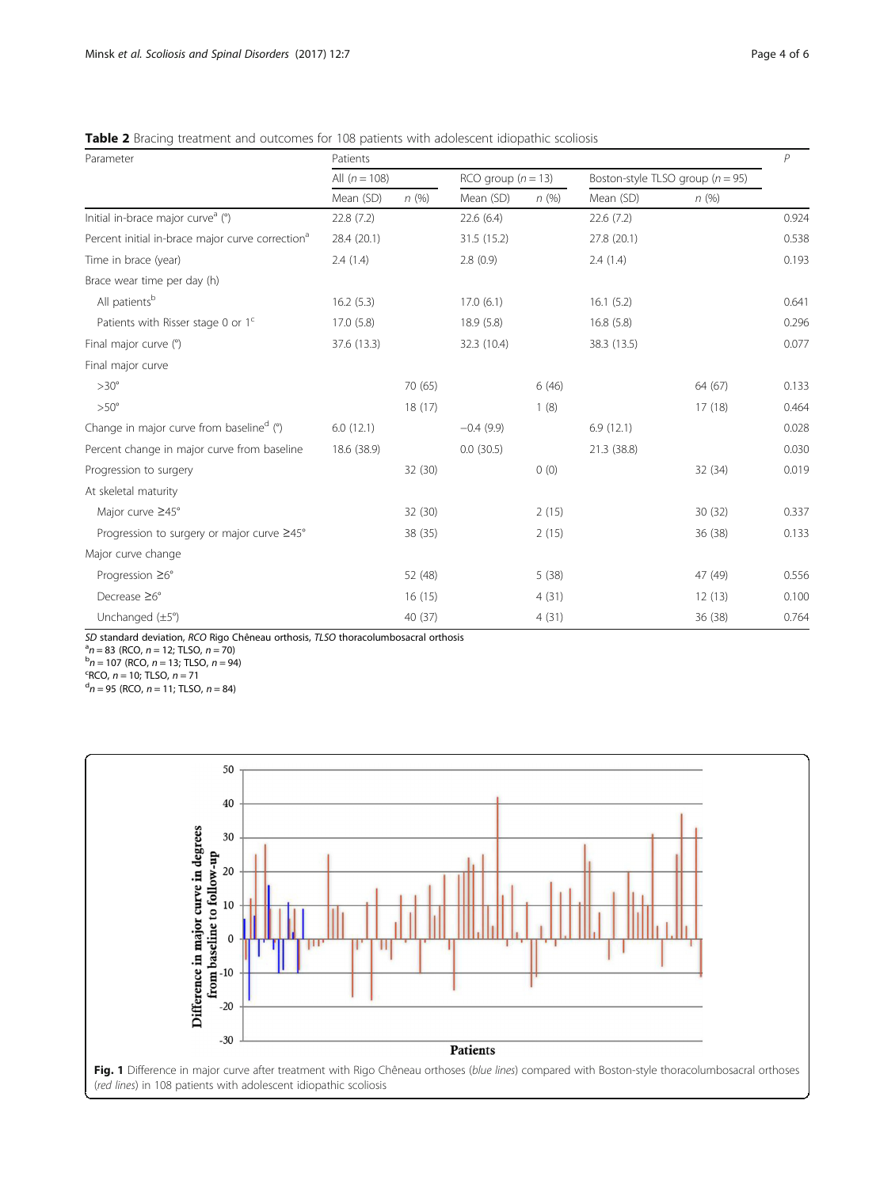**Table 2** Bracing treatment and outcomes for 108 patients with adolescent idiopathic scoliosis

| Parameter | Patients | | | | | | P |
|---|---|---|---|---|---|---|---|
| | All (n = 108) | | RCO group (n = 13) | | Boston-style TLSO group (n = 95) | | |
| | Mean (SD) | n (%) | Mean (SD) | n (%) | Mean (SD) | n (%) | |
| Initial in-brace major curve[a] (°) | 22.8 (7.2) | | 22.6 (6.4) | | 22.6 (7.2) | | 0.924 |
| Percent initial in-brace major curve correction[a] | 28.4 (20.1) | | 31.5 (15.2) | | 27.8 (20.1) | | 0.538 |
| Time in brace (year) | 2.4 (1.4) | | 2.8 (0.9) | | 2.4 (1.4) | | 0.193 |
| Brace wear time per day (h) | | | | | | | |
| All patients[b] | 16.2 (5.3) | | 17.0 (6.1) | | 16.1 (5.2) | | 0.641 |
| Patients with Risser stage 0 or 1[c] | 17.0 (5.8) | | 18.9 (5.8) | | 16.8 (5.8) | | 0.296 |
| Final major curve (°) | 37.6 (13.3) | | 32.3 (10.4) | | 38.3 (13.5) | | 0.077 |
| Final major curve | | | | | | | |
| >30° | | 70 (65) | | 6 (46) | | 64 (67) | 0.133 |
| >50° | | 18 (17) | | 1 (8) | | 17 (18) | 0.464 |
| Change in major curve from baseline[d] (°) | 6.0 (12.1) | | −0.4 (9.9) | | 6.9 (12.1) | | 0.028 |
| Percent change in major curve from baseline | 18.6 (38.9) | | 0.0 (30.5) | | 21.3 (38.8) | | 0.030 |
| Progression to surgery | | 32 (30) | | 0 (0) | | 32 (34) | 0.019 |
| At skeletal maturity | | | | | | | |
| Major curve ≥45° | | 32 (30) | | 2 (15) | | 30 (32) | 0.337 |
| Progression to surgery or major curve ≥45° | | 38 (35) | | 2 (15) | | 36 (38) | 0.133 |
| Major curve change | | | | | | | |
| Progression ≥6° | | 52 (48) | | 5 (38) | | 47 (49) | 0.556 |
| Decrease ≥6° | | 16 (15) | | 4 (31) | | 12 (13) | 0.100 |
| Unchanged (±5°) | | 40 (37) | | 4 (31) | | 36 (38) | 0.764 |

*SD* standard deviation, *RCO* Rigo Chêneau orthosis, *TLSO* thoracolumbosacral orthosis
[a] n = 83 (RCO, n = 12; TLSO, n = 70)
[b] n = 107 (RCO, n = 13; TLSO, n = 94)
[c] RCO, n = 10; TLSO, n = 71
[d] n = 95 (RCO, n = 11; TLSO, n = 84)

**Fig. 1** Difference in major curve after treatment with Rigo Chêneau orthoses (*blue lines*) compared with Boston-style thoracolumbosacral orthoses (*red lines*) in 108 patients with adolescent idiopathic scoliosis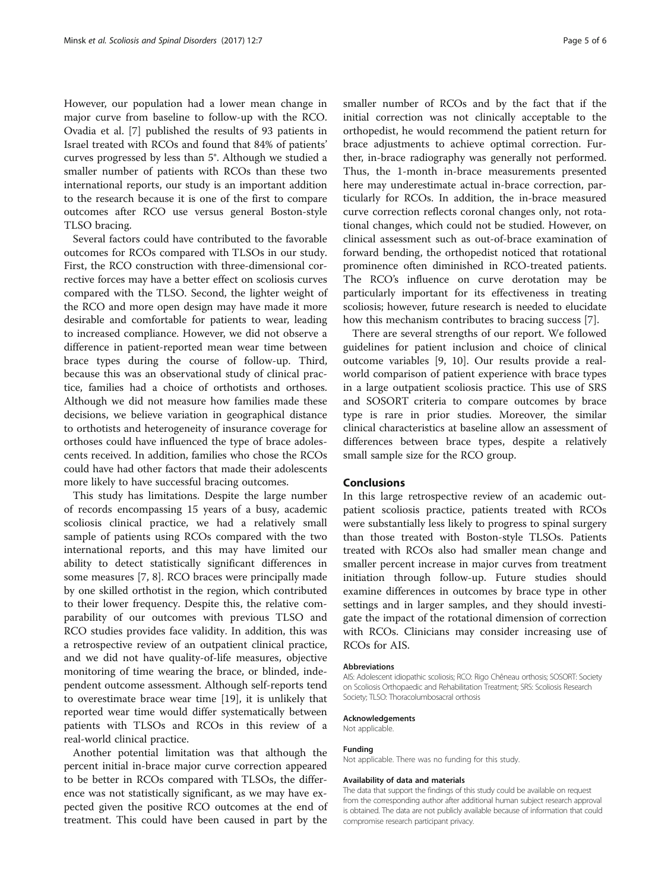However, our population had a lower mean change in major curve from baseline to follow-up with the RCO. Ovadia et al. [7] published the results of 93 patients in Israel treated with RCOs and found that 84% of patients' curves progressed by less than 5°. Although we studied a smaller number of patients with RCOs than these two international reports, our study is an important addition to the research because it is one of the first to compare outcomes after RCO use versus general Boston-style TLSO bracing.

Several factors could have contributed to the favorable outcomes for RCOs compared with TLSOs in our study. First, the RCO construction with three-dimensional corrective forces may have a better effect on scoliosis curves compared with the TLSO. Second, the lighter weight of the RCO and more open design may have made it more desirable and comfortable for patients to wear, leading to increased compliance. However, we did not observe a difference in patient-reported mean wear time between brace types during the course of follow-up. Third, because this was an observational study of clinical practice, families had a choice of orthotists and orthoses. Although we did not measure how families made these decisions, we believe variation in geographical distance to orthotists and heterogeneity of insurance coverage for orthoses could have influenced the type of brace adolescents received. In addition, families who chose the RCOs could have had other factors that made their adolescents more likely to have successful bracing outcomes.

This study has limitations. Despite the large number of records encompassing 15 years of a busy, academic scoliosis clinical practice, we had a relatively small sample of patients using RCOs compared with the two international reports, and this may have limited our ability to detect statistically significant differences in some measures [7, 8]. RCO braces were principally made by one skilled orthotist in the region, which contributed to their lower frequency. Despite this, the relative comparability of our outcomes with previous TLSO and RCO studies provides face validity. In addition, this was a retrospective review of an outpatient clinical practice, and we did not have quality-of-life measures, objective monitoring of time wearing the brace, or blinded, independent outcome assessment. Although self-reports tend to overestimate brace wear time [19], it is unlikely that reported wear time would differ systematically between patients with TLSOs and RCOs in this review of a real-world clinical practice.

Another potential limitation was that although the percent initial in-brace major curve correction appeared to be better in RCOs compared with TLSOs, the difference was not statistically significant, as we may have expected given the positive RCO outcomes at the end of treatment. This could have been caused in part by the smaller number of RCOs and by the fact that if the initial correction was not clinically acceptable to the orthopedist, he would recommend the patient return for brace adjustments to achieve optimal correction. Further, in-brace radiography was generally not performed. Thus, the 1-month in-brace measurements presented here may underestimate actual in-brace correction, particularly for RCOs. In addition, the in-brace measured curve correction reflects coronal changes only, not rotational changes, which could not be studied. However, on clinical assessment such as out-of-brace examination of forward bending, the orthopedist noticed that rotational prominence often diminished in RCO-treated patients. The RCO's influence on curve derotation may be particularly important for its effectiveness in treating scoliosis; however, future research is needed to elucidate how this mechanism contributes to bracing success [7].

There are several strengths of our report. We followed guidelines for patient inclusion and choice of clinical outcome variables [9, 10]. Our results provide a real-world comparison of patient experience with brace types in a large outpatient scoliosis practice. This use of SRS and SOSORT criteria to compare outcomes by brace type is rare in prior studies. Moreover, the similar clinical characteristics at baseline allow an assessment of differences between brace types, despite a relatively small sample size for the RCO group.

## Conclusions

In this large retrospective review of an academic outpatient scoliosis practice, patients treated with RCOs were substantially less likely to progress to spinal surgery than those treated with Boston-style TLSOs. Patients treated with RCOs also had smaller mean change and smaller percent increase in major curves from treatment initiation through follow-up. Future studies should examine differences in outcomes by brace type in other settings and in larger samples, and they should investigate the impact of the rotational dimension of correction with RCOs. Clinicians may consider increasing use of RCOs for AIS.

#### Abbreviations

AIS: Adolescent idiopathic scoliosis; RCO: Rigo Chêneau orthosis; SOSORT: Society on Scoliosis Orthopaedic and Rehabilitation Treatment; SRS: Scoliosis Research Society; TLSO: Thoracolumbosacral orthosis

#### Acknowledgements

Not applicable.

#### Funding

Not applicable. There was no funding for this study.

#### Availability of data and materials

The data that support the findings of this study could be available on request from the corresponding author after additional human subject research approval is obtained. The data are not publicly available because of information that could compromise research participant privacy.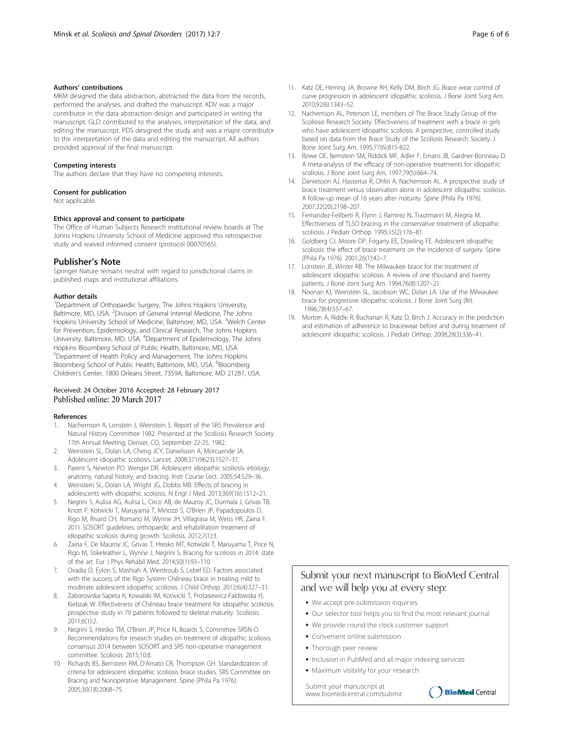#### Authors' contributions

MKM designed the data abstraction, abstracted the data from the records, performed the analyses, and drafted the manuscript. KDV was a major contributor in the data abstraction design and participated in writing the manuscript. GLD contributed to the analyses, interpretation of the data, and editing the manuscript. PDS designed the study and was a major contributor to the interpretation of the data and editing the manuscript. All authors provided approval of the final manuscript.

#### Competing interests

The authors declare that they have no competing interests.

#### Consent for publication

Not applicable.

#### Ethics approval and consent to participate

The Office of Human Subjects Research institutional review boards at The Johns Hopkins University School of Medicine approved this retrospective study and waived informed consent (protocol 00070565).

## Publisher's Note

Springer Nature remains neutral with regard to jurisdictional claims in published maps and institutional affiliations.

#### Author details

[1]Department of Orthopaedic Surgery, The Johns Hopkins University, Baltimore, MD, USA. [2]Division of General Internal Medicine, The Johns Hopkins University School of Medicine, Baltimore, MD, USA. [3]Welch Center for Prevention, Epidemiology, and Clinical Research, The Johns Hopkins University, Baltimore, MD, USA. [4]Department of Epidemiology, The Johns Hopkins Bloomberg School of Public Health, Baltimore, MD, USA. [5]Department of Health Policy and Management, The Johns Hopkins Bloomberg School of Public Health, Baltimore, MD, USA. [6]Bloomberg Children's Center, 1800 Orleans Street, 7359A, Baltimore, MD 21287, USA.

Received: 24 October 2016 Accepted: 28 February 2017
Published online: 20 March 2017

#### References

1. Nachemson A, Lonstein J, Weinstein S. Report of the SRS Prevalence and Natural History Committee 1982. Presented at the Scoliosis Research Society 17th Annual Meeting, Denver, CO, September 22-25, 1982.
2. Weinstein SL, Dolan LA, Cheng JCY, Danielsson A, Morcuende JA. Adolescent idiopathic scoliosis. Lancet. 2008;371(9623):1527–37.
3. Parent S, Newton PO, Wenger DR. Adolescent idiopathic scoliosis: etiology, anatomy, natural history, and bracing. Instr Course Lect. 2005;54:529–36.
4. Weinstein SL, Dolan LA, Wright JG, Dobbs MB. Effects of bracing in adolescents with idiopathic scoliosis. N Engl J Med. 2013;369(16):1512–21.
5. Negrini S, Aulisa AG, Aulisa L, Circo AB, de Mauroy JC, Durmala J, Grivas TB, Knott P, Kotwicki T, Maruyama T, Minozzi S, O'Brien JP, Papadopoulos D, Rigo M, Rivard CH, Romano M, Wynne JH, Villagrasa M, Weiss HR, Zaina F. 2011 SOSORT guidelines: orthopaedic and rehabilitation treatment of idiopathic scoliosis during growth. Scoliosis. 2012;7(1):3.
6. Zaina F, De Mauroy JC, Grivas T, Hresko MT, Kotwizki T, Maruyama T, Price N, Rigo M, Stikeleather L, Wynne J, Negrini S. Bracing for scoliosis in 2014: state of the art. Eur J Phys Rehabil Med. 2014;50(1):93–110.
7. Ovadia D, Eylon S, Mashiah A, Wientroub S, Lebel ED. Factors associated with the success of the Rigo System Chêneau brace in treating mild to moderate adolescent idiopathic scoliosis. J Child Orthop. 2012;6(4):327–31.
8. Zaborowska-Sapeta K, Kowalski IM, Kotwicki T, Protasiewicz-Faldowska H, Kiebzak W. Effectiveness of Chêneau brace treatment for idiopathic scoliosis: prospective study in 79 patients followed to skeletal maturity. Scoliosis. 2011;6(1):2.
9. Negrini S, Hresko TM, O'Brien JP, Price N, Boards S, Committee SRSN-O. Recommendations for research studies on treatment of idiopathic scoliosis: consensus 2014 between SOSORT and SRS non-operative management committee. Scoliosis. 2015;10:8.
10. Richards BS, Bernstein RM, D'Amato CR, Thompson GH. Standardization of criteria for adolescent idiopathic scoliosis brace studies. SRS Committee on Bracing and Nonoperative Management. Spine (Phila Pa 1976). 2005;30(18):2068–75.
11. Katz DE, Herring JA, Browne RH, Kelly DM, Birch JG. Brace wear control of curve progression in adolescent idiopathic scoliosis. J Bone Joint Surg Am. 2010;92(6):1343–52.
12. Nachemson AL, Peterson LE, members of The Brace Study Group of the Scoliosis Research Society. Effectiveness of treatment with a brace in girls who have adolescent idiopathic scoliosis. A prospective, controlled study based on data from the Brace Study of the Scoliosis Research Society. J Bone Joint Surg Am. 1995;77(6):815-822.
13. Rowe DE, Bernstein SM, Riddick MF, Adler F, Emans JB, Gardner-Bonneau D. A meta-analysis of the efficacy of non-operative treatments for idiopathic scoliosis. J Bone Joint Surg Am. 1997;79(5):664–74.
14. Danielsson AJ, Hasserius R, Ohlin A, Nachemson AL. A prospective study of brace treatment versus observation alone in adolescent idiopathic scoliosis. A follow-up mean of 16 years after maturity. Spine (Phila Pa 1976). 2007;32(20):2198–207.
15. Fernandez-Feliberti R, Flynn J, Ramirez N, Trautmann M, Alegria M. Effectiveness of TLSO bracing in the conservative treatment of idiopathic scoliosis. J Pediatr Orthop. 1995;15(2):176–81.
16. Goldberg CJ, Moore DP, Fogarty EE, Dowling FE. Adolescent idiopathic scoliosis: the effect of brace treatment on the incidence of surgery. Spine (Phila Pa 1976). 2001;26(1):42–7.
17. Lonstein JE, Winter RB. The Milwaukee brace for the treatment of adolescent idiopathic scoliosis. A review of one thousand and twenty patients. J Bone Joint Surg Am. 1994;76(8):1207–21.
18. Noonan KJ, Weinstein SL, Jacobson WC, Dolan LA. Use of the Milwaukee brace for progressive idiopathic scoliosis. J Bone Joint Surg (Br). 1996;78(4):557–67.
19. Morton A, Riddle R, Buchanan R, Katz D, Birch J. Accuracy in the prediction and estimation of adherence to bracewear before and during treatment of adolescent idiopathic scoliosis. J Pediatr Orthop. 2008;28(3):336–41.

Submit your next manuscript to BioMed Central and we will help you at every step:

- We accept pre-submission inquiries
- Our selector tool helps you to find the most relevant journal
- We provide round the clock customer support
- Convenient online submission
- Thorough peer review
- Inclusion in PubMed and all major indexing services
- Maximum visibility for your research

Submit your manuscript at www.biomedcentral.com/submit

BioMed Central